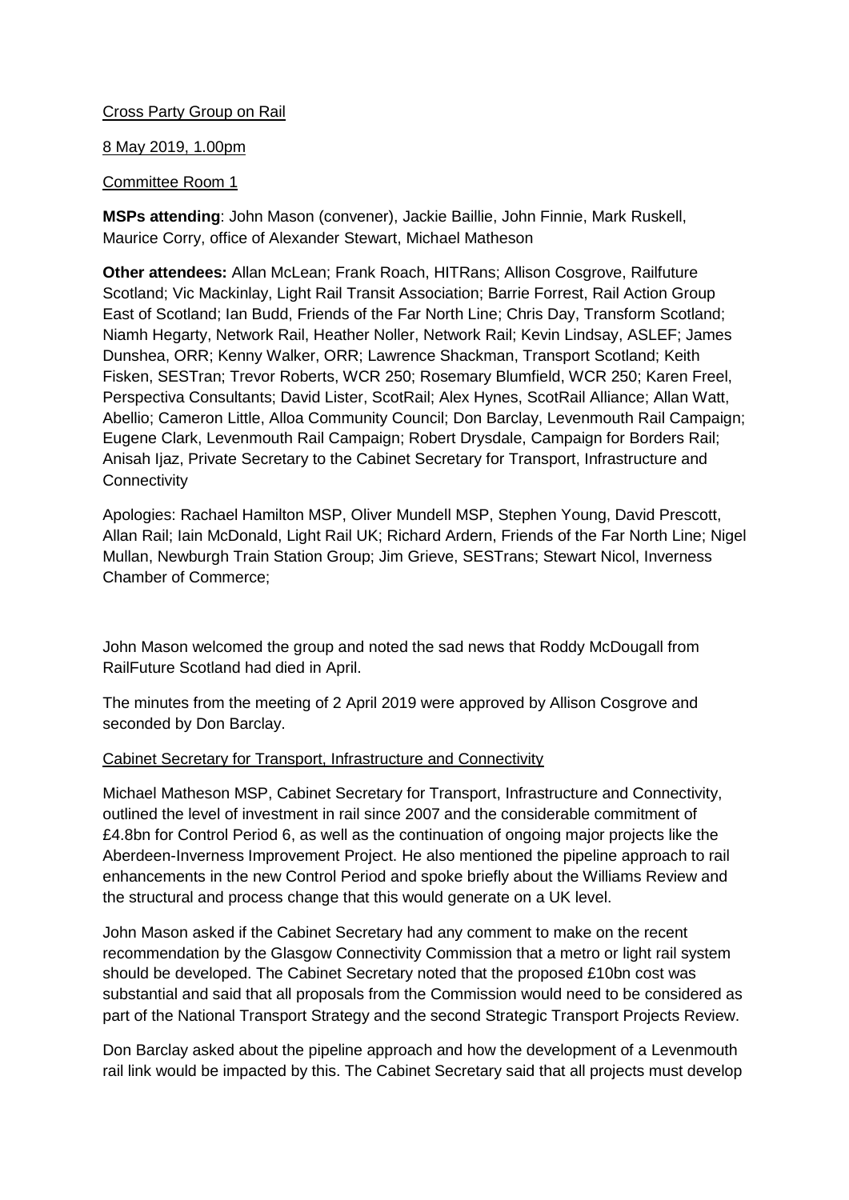Cross Party Group on Rail

8 May 2019, 1.00pm

Committee Room 1

**MSPs attending**: John Mason (convener), Jackie Baillie, John Finnie, Mark Ruskell, Maurice Corry, office of Alexander Stewart, Michael Matheson

**Other attendees:** Allan McLean; Frank Roach, HITRans; Allison Cosgrove, Railfuture Scotland; Vic Mackinlay, Light Rail Transit Association; Barrie Forrest, Rail Action Group East of Scotland; Ian Budd, Friends of the Far North Line; Chris Day, Transform Scotland; Niamh Hegarty, Network Rail, Heather Noller, Network Rail; Kevin Lindsay, ASLEF; James Dunshea, ORR; Kenny Walker, ORR; Lawrence Shackman, Transport Scotland; Keith Fisken, SESTran; Trevor Roberts, WCR 250; Rosemary Blumfield, WCR 250; Karen Freel, Perspectiva Consultants; David Lister, ScotRail; Alex Hynes, ScotRail Alliance; Allan Watt, Abellio; Cameron Little, Alloa Community Council; Don Barclay, Levenmouth Rail Campaign; Eugene Clark, Levenmouth Rail Campaign; Robert Drysdale, Campaign for Borders Rail; Anisah Ijaz, Private Secretary to the Cabinet Secretary for Transport, Infrastructure and Connectivity

Apologies: Rachael Hamilton MSP, Oliver Mundell MSP, Stephen Young, David Prescott, Allan Rail; Iain McDonald, Light Rail UK; Richard Ardern, Friends of the Far North Line; Nigel Mullan, Newburgh Train Station Group; Jim Grieve, SESTrans; Stewart Nicol, Inverness Chamber of Commerce;

John Mason welcomed the group and noted the sad news that Roddy McDougall from RailFuture Scotland had died in April.

The minutes from the meeting of 2 April 2019 were approved by Allison Cosgrove and seconded by Don Barclay.

Cabinet Secretary for Transport, Infrastructure and Connectivity

Michael Matheson MSP, Cabinet Secretary for Transport, Infrastructure and Connectivity, outlined the level of investment in rail since 2007 and the considerable commitment of £4.8bn for Control Period 6, as well as the continuation of ongoing major projects like the Aberdeen-Inverness Improvement Project. He also mentioned the pipeline approach to rail enhancements in the new Control Period and spoke briefly about the Williams Review and the structural and process change that this would generate on a UK level.

John Mason asked if the Cabinet Secretary had any comment to make on the recent recommendation by the Glasgow Connectivity Commission that a metro or light rail system should be developed. The Cabinet Secretary noted that the proposed £10bn cost was substantial and said that all proposals from the Commission would need to be considered as part of the National Transport Strategy and the second Strategic Transport Projects Review.

Don Barclay asked about the pipeline approach and how the development of a Levenmouth rail link would be impacted by this. The Cabinet Secretary said that all projects must develop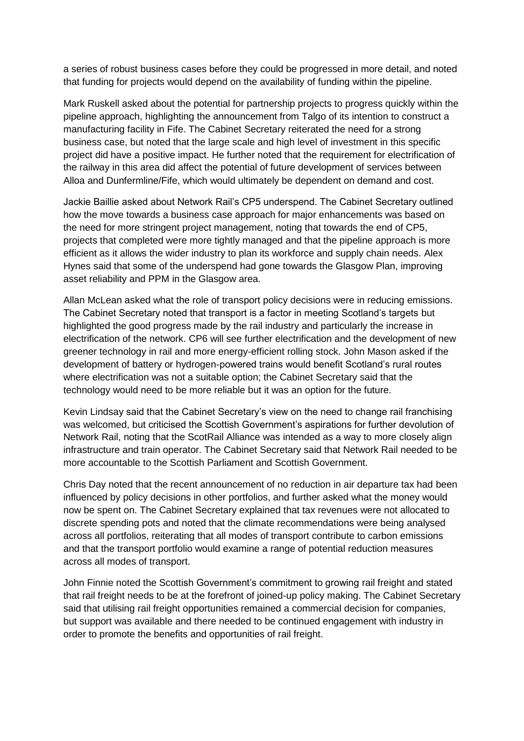a series of robust business cases before they could be progressed in more detail, and noted that funding for projects would depend on the availability of funding within the pipeline.

Mark Ruskell asked about the potential for partnership projects to progress quickly within the pipeline approach, highlighting the announcement from Talgo of its intention to construct a manufacturing facility in Fife. The Cabinet Secretary reiterated the need for a strong business case, but noted that the large scale and high level of investment in this specific project did have a positive impact. He further noted that the requirement for electrification of the railway in this area did affect the potential of future development of services between Alloa and Dunfermline/Fife, which would ultimately be dependent on demand and cost.

Jackie Baillie asked about Network Rail's CP5 underspend. The Cabinet Secretary outlined how the move towards a business case approach for major enhancements was based on the need for more stringent project management, noting that towards the end of CP5, projects that completed were more tightly managed and that the pipeline approach is more efficient as it allows the wider industry to plan its workforce and supply chain needs. Alex Hynes said that some of the underspend had gone towards the Glasgow Plan, improving asset reliability and PPM in the Glasgow area.

Allan McLean asked what the role of transport policy decisions were in reducing emissions. The Cabinet Secretary noted that transport is a factor in meeting Scotland's targets but highlighted the good progress made by the rail industry and particularly the increase in electrification of the network. CP6 will see further electrification and the development of new greener technology in rail and more energy-efficient rolling stock. John Mason asked if the development of battery or hydrogen-powered trains would benefit Scotland's rural routes where electrification was not a suitable option; the Cabinet Secretary said that the technology would need to be more reliable but it was an option for the future.

Kevin Lindsay said that the Cabinet Secretary's view on the need to change rail franchising was welcomed, but criticised the Scottish Government's aspirations for further devolution of Network Rail, noting that the ScotRail Alliance was intended as a way to more closely align infrastructure and train operator. The Cabinet Secretary said that Network Rail needed to be more accountable to the Scottish Parliament and Scottish Government.

Chris Day noted that the recent announcement of no reduction in air departure tax had been influenced by policy decisions in other portfolios, and further asked what the money would now be spent on. The Cabinet Secretary explained that tax revenues were not allocated to discrete spending pots and noted that the climate recommendations were being analysed across all portfolios, reiterating that all modes of transport contribute to carbon emissions and that the transport portfolio would examine a range of potential reduction measures across all modes of transport.

John Finnie noted the Scottish Government's commitment to growing rail freight and stated that rail freight needs to be at the forefront of joined-up policy making. The Cabinet Secretary said that utilising rail freight opportunities remained a commercial decision for companies, but support was available and there needed to be continued engagement with industry in order to promote the benefits and opportunities of rail freight.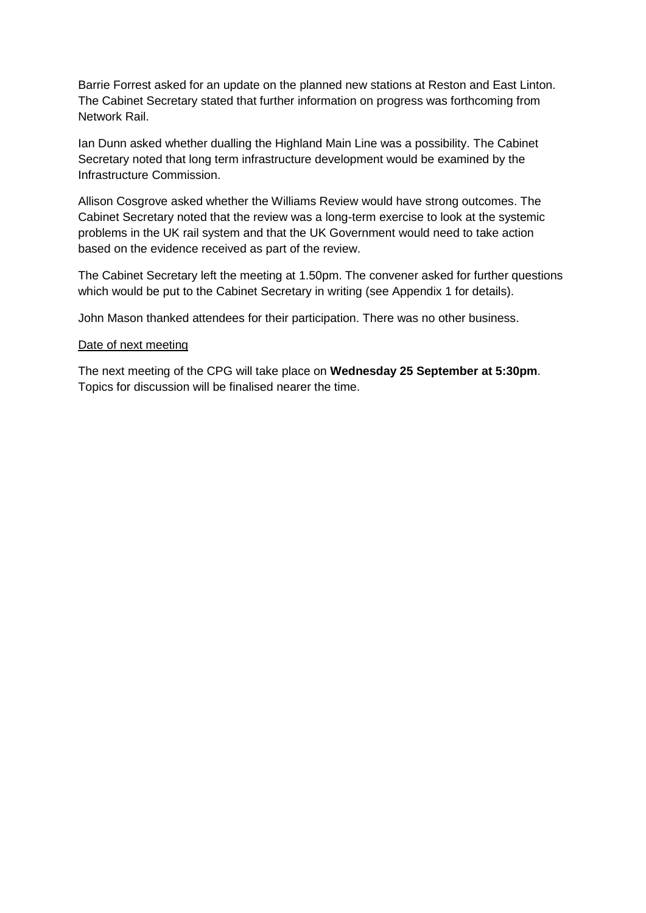Barrie Forrest asked for an update on the planned new stations at Reston and East Linton. The Cabinet Secretary stated that further information on progress was forthcoming from Network Rail.

Ian Dunn asked whether dualling the Highland Main Line was a possibility. The Cabinet Secretary noted that long term infrastructure development would be examined by the Infrastructure Commission.

Allison Cosgrove asked whether the Williams Review would have strong outcomes. The Cabinet Secretary noted that the review was a long-term exercise to look at the systemic problems in the UK rail system and that the UK Government would need to take action based on the evidence received as part of the review.

The Cabinet Secretary left the meeting at 1.50pm. The convener asked for further questions which would be put to the Cabinet Secretary in writing (see Appendix 1 for details).

John Mason thanked attendees for their participation. There was no other business.

<u>Date of next meeting</u>

The next meeting of the CPG will take place on **Wednesday 25 September at 5:30pm**. Topics for discussion will be finalised nearer the time.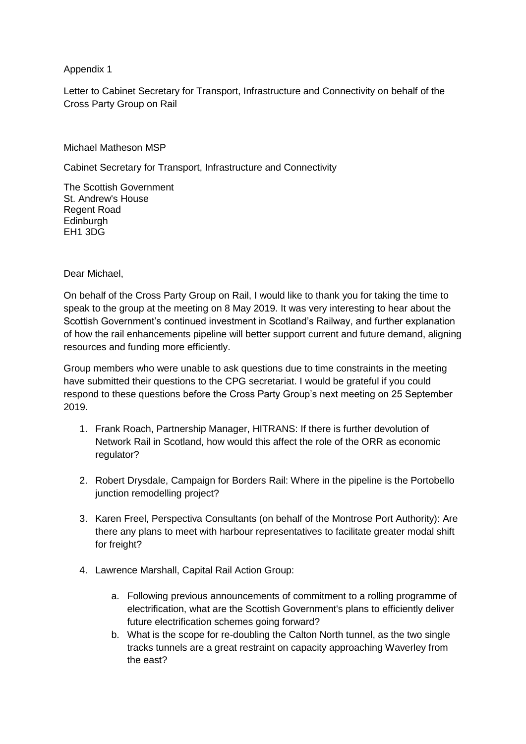Appendix 1

Letter to Cabinet Secretary for Transport, Infrastructure and Connectivity on behalf of the Cross Party Group on Rail

Michael Matheson MSP

Cabinet Secretary for Transport, Infrastructure and Connectivity

The Scottish Government
St. Andrew's House
Regent Road
Edinburgh
EH1 3DG

Dear Michael,

On behalf of the Cross Party Group on Rail, I would like to thank you for taking the time to speak to the group at the meeting on 8 May 2019. It was very interesting to hear about the Scottish Government's continued investment in Scotland's Railway, and further explanation of how the rail enhancements pipeline will better support current and future demand, aligning resources and funding more efficiently.

Group members who were unable to ask questions due to time constraints in the meeting have submitted their questions to the CPG secretariat. I would be grateful if you could respond to these questions before the Cross Party Group's next meeting on 25 September 2019.

1. Frank Roach, Partnership Manager, HITRANS: If there is further devolution of Network Rail in Scotland, how would this affect the role of the ORR as economic regulator?

2. Robert Drysdale, Campaign for Borders Rail: Where in the pipeline is the Portobello junction remodelling project?

3. Karen Freel, Perspectiva Consultants (on behalf of the Montrose Port Authority): Are there any plans to meet with harbour representatives to facilitate greater modal shift for freight?

4. Lawrence Marshall, Capital Rail Action Group:

    a. Following previous announcements of commitment to a rolling programme of electrification, what are the Scottish Government's plans to efficiently deliver future electrification schemes going forward?
    b. What is the scope for re-doubling the Calton North tunnel, as the two single tracks tunnels are a great restraint on capacity approaching Waverley from the east?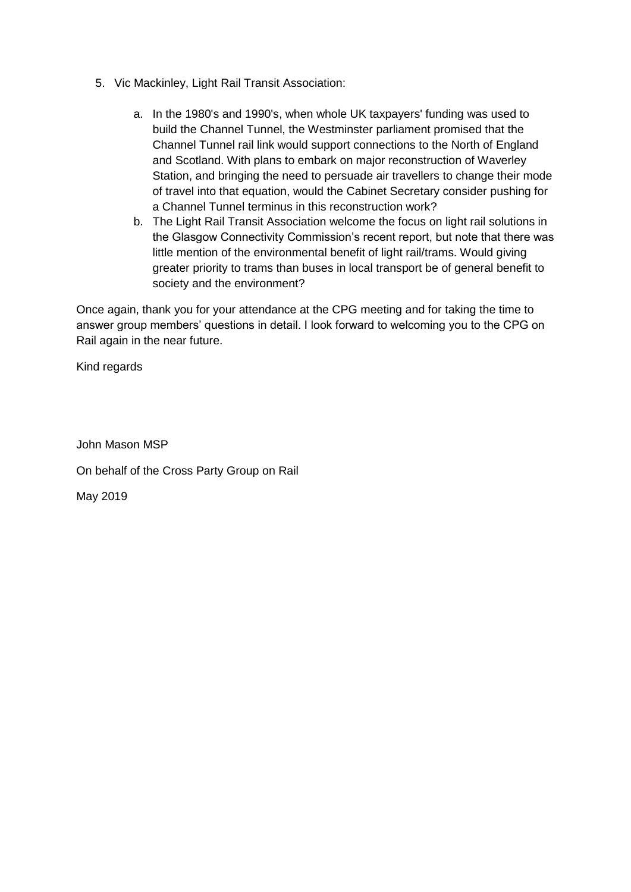5. Vic Mackinley, Light Rail Transit Association:

    a. In the 1980's and 1990's, when whole UK taxpayers' funding was used to build the Channel Tunnel, the Westminster parliament promised that the Channel Tunnel rail link would support connections to the North of England and Scotland. With plans to embark on major reconstruction of Waverley Station, and bringing the need to persuade air travellers to change their mode of travel into that equation, would the Cabinet Secretary consider pushing for a Channel Tunnel terminus in this reconstruction work?
    b. The Light Rail Transit Association welcome the focus on light rail solutions in the Glasgow Connectivity Commission's recent report, but note that there was little mention of the environmental benefit of light rail/trams. Would giving greater priority to trams than buses in local transport be of general benefit to society and the environment?

Once again, thank you for your attendance at the CPG meeting and for taking the time to answer group members' questions in detail. I look forward to welcoming you to the CPG on Rail again in the near future.

Kind regards

John Mason MSP

On behalf of the Cross Party Group on Rail

May 2019